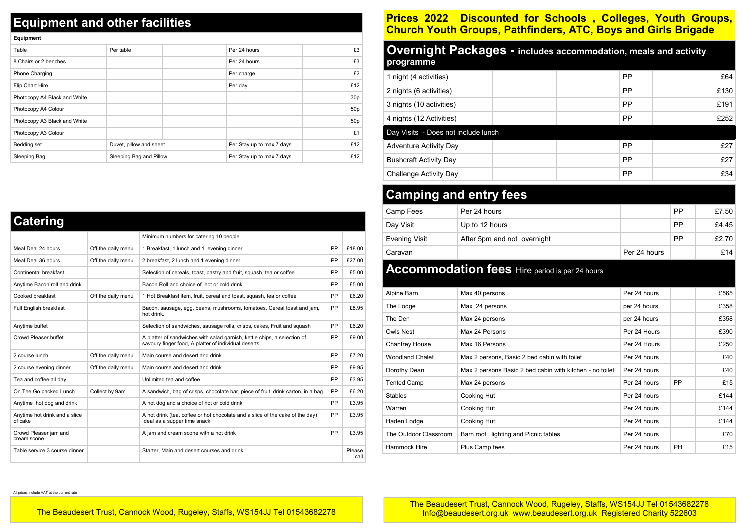## Equipment and other facilities

| Equipment | | | | |
|---|---|---|---|---|
| Table | Per table | | Per 24 hours | £3 |
| 8 Chairs or 2 benches | | | Per 24 hours | £3 |
| Phone Charging | | | Per charge | £2 |
| Flip Chart Hire | | | Per day | £12 |
| Photocopy A4 Black and White | | | | 30p |
| Photocopy A4 Colour | | | | 50p |
| Photocopy A3 Black and White | | | | 50p |
| Photocopy A3 Colour | | | | £1 |
| Bedding set | Duvet, pillow and sheet | | Per Stay up to max 7 days | £12 |
| Sleeping Bag | Sleeping Bag and Pillow | | Per Stay up to max 7 days | £12 |

## Catering

| | | Minimum numbers for catering 10 people | | |
|---|---|---|---|---|
| Meal Deal 24 hours | Off the daily menu | 1 Breakfast, 1 lunch and 1 evening dinner | PP | £18.00 |
| Meal Deal 36 hours | Off the daily menu | 2 breakfast, 2 lunch and 1 evening dinner | PP | £27.00 |
| Continental breakfast | | Selection of cereals, toast, pastry and fruit, squash, tea or coffee | PP | £5.00 |
| Anytime Bacon roll and drink | | Bacon Roll and choice of hot or cold drink | PP | £5.00 |
| Cooked breakfast | Off the daily menu | 1 Hot Breakfast item, fruit, cereal and toast, squash, tea or coffee | PP | £6.20 |
| Full English breakfast | | Bacon, sausage, egg, beans, mushrooms, tomatoes. Cereal toast and jam, hot drink. | PP | £8.95 |
| Anytime buffet | | Selection of sandwiches, sausage rolls, crisps, cakes, Fruit and squash | PP | £6.20 |
| Crowd Pleaser buffet | | A platter of sandwiches with salad garnish, kettle chips, a selection of savoury finger food, A platter of individual deserts | PP | £9.00 |
| 2 course lunch | Off the daily menu | Main course and desert and drink | PP | £7.20 |
| 2 course evening dinner | Off the daily menu | Main course and desert and drink | PP | £9.95 |
| Tea and coffee all day | | Unlimited tea and coffee | PP | £3.95 |
| On The Go packed Lunch | Collect by 9am | A sandwich, bag of crisps, chocolate bar, piece of fruit, drink carton, in a bag | PP | £6.20 |
| Anytime hot dog and drink | | A hot dog and a choice of hot or cold drink | PP | £3.95 |
| Anytime hot drink and a slice of cake | | A hot drink (tea, coffee or hot chocolate and a slice of the cake of the day) Ideal as a supper time snack | PP | £3.95 |
| Crowd Pleaser jam and cream scone | | A jam and cream scone with a hot drink | PP | £3.95 |
| Table service 3 course dinner | | Starter, Main and desert courses and drink | | Please call |

All prices include VAT at the current rate

The Beaudesert Trust, Cannock Wood, Rugeley, Staffs, WS154JJ Tel 01543682278

## Prices 2022 Discounted for Schools , Colleges, Youth Groups, Church Youth Groups, Pathfinders, ATC, Boys and Girls Brigade

## Overnight Packages - includes accommodation, meals and activity programme

| | | | | |
|---|---|---|---|---|
| 1 night (4 activities) | | | PP | £64 |
| 2 nights (6 activities) | | | PP | £130 |
| 3 nights (10 activities) | | | PP | £191 |
| 4 nights (12 Activities) | | | PP | £252 |
| **Day Visits - Does not include lunch** | | | | |
| Adventure Activity Day | | | PP | £27 |
| Bushcraft Activity Day | | | PP | £27 |
| Challenge Activity Day | | | PP | £34 |

## Camping and entry fees

| | | | | |
|---|---|---|---|---|
| Camp Fees | Per 24 hours | | PP | £7.50 |
| Day Visit | Up to 12 hours | | PP | £4.45 |
| Evening Visit | After 5pm and not overnight | | PP | £2.70 |
| Caravan | | Per 24 hours | | £14 |

## Accommodation fees Hire period is per 24 hours

| | | | | |
|---|---|---|---|---|
| Alpine Barn | Max 40 persons | Per 24 hours | | £565 |
| The Lodge | Max 24 persons | per 24 hours | | £358 |
| The Den | Max 24 persons | per 24 hours | | £358 |
| Owls Nest | Max 24 Persons | Per 24 Hours | | £390 |
| Chantrey House | Max 16 Persons | Per 24 Hours | | £250 |
| Woodland Chalet | Max 2 persons, Basic 2 bed cabin with toilet | Per 24 hours | | £40 |
| Dorothy Dean | Max 2 persons Basic 2 bed cabin with kitchen - no toilet | Per 24 hours | | £40 |
| Tented Camp | Max 24 persons | Per 24 hours | PP | £15 |
| Stables | Cooking Hut | Per 24 hours | | £144 |
| Warren | Cooking Hut | Per 24 hours | | £144 |
| Haden Lodge | Cooking Hut | Per 24 hours | | £144 |
| The Outdoor Classroom | Barn roof , lighting and Picnic tables | Per 24 hours | | £70 |
| Hammock Hire | Plus Camp fees | Per 24 hours | PH | £15 |

The Beaudesert Trust, Cannock Wood, Rugeley, Staffs, WS154JJ Tel 01543682278
Info@beaudesert.org.uk www.beaudesert.org.uk Registered Charity 522603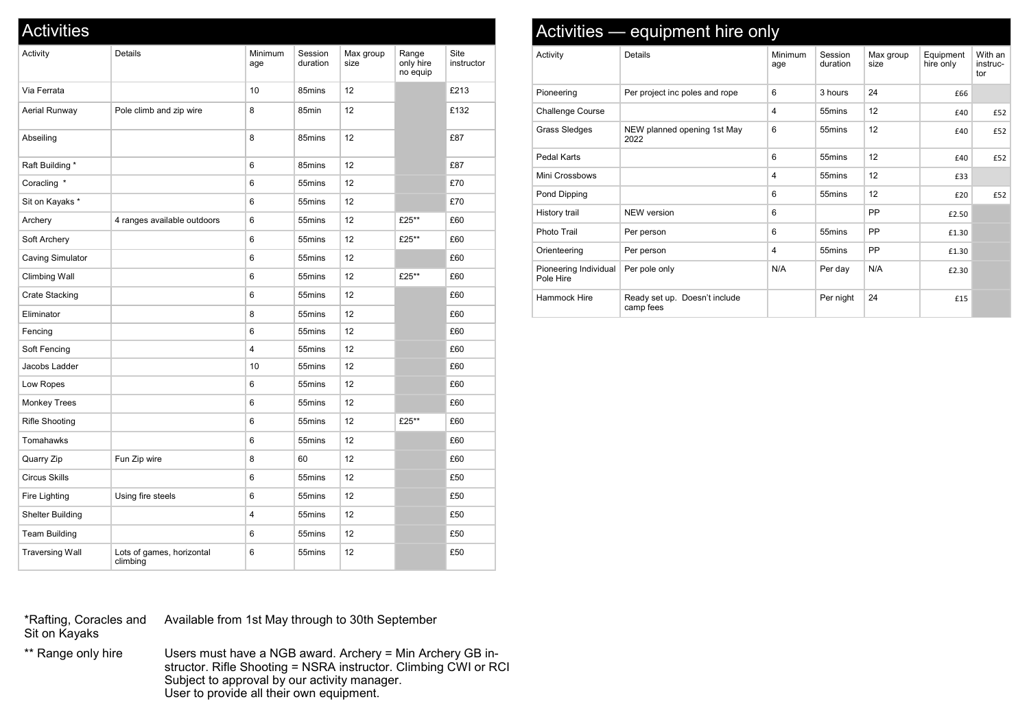# Activities

| Activity | Details | Minimum age | Session duration | Max group size | Range only hire no equip | Site instructor |
|---|---|---|---|---|---|---|
| Via Ferrata | | 10 | 85mins | 12 | | £213 |
| Aerial Runway | Pole climb and zip wire | 8 | 85min | 12 | | £132 |
| Abseiling | | 8 | 85mins | 12 | | £87 |
| Raft Building * | | 6 | 85mins | 12 | | £87 |
| Coracling * | | 6 | 55mins | 12 | | £70 |
| Sit on Kayaks * | | 6 | 55mins | 12 | | £70 |
| Archery | 4 ranges available outdoors | 6 | 55mins | 12 | £25** | £60 |
| Soft Archery | | 6 | 55mins | 12 | £25** | £60 |
| Caving Simulator | | 6 | 55mins | 12 | | £60 |
| Climbing Wall | | 6 | 55mins | 12 | £25** | £60 |
| Crate Stacking | | 6 | 55mins | 12 | | £60 |
| Eliminator | | 8 | 55mins | 12 | | £60 |
| Fencing | | 6 | 55mins | 12 | | £60 |
| Soft Fencing | | 4 | 55mins | 12 | | £60 |
| Jacobs Ladder | | 10 | 55mins | 12 | | £60 |
| Low Ropes | | 6 | 55mins | 12 | | £60 |
| Monkey Trees | | 6 | 55mins | 12 | | £60 |
| Rifle Shooting | | 6 | 55mins | 12 | £25** | £60 |
| Tomahawks | | 6 | 55mins | 12 | | £60 |
| Quarry Zip | Fun Zip wire | 8 | 60 | 12 | | £60 |
| Circus Skills | | 6 | 55mins | 12 | | £50 |
| Fire Lighting | Using fire steels | 6 | 55mins | 12 | | £50 |
| Shelter Building | | 4 | 55mins | 12 | | £50 |
| Team Building | | 6 | 55mins | 12 | | £50 |
| Traversing Wall | Lots of games, horizontal climbing | 6 | 55mins | 12 | | £50 |

# Activities — equipment hire only

| Activity | Details | Minimum age | Session duration | Max group size | Equipment hire only | With an instructor |
|---|---|---|---|---|---|---|
| Pioneering | Per project inc poles and rope | 6 | 3 hours | 24 | £66 | |
| Challenge Course | | 4 | 55mins | 12 | £40 | £52 |
| Grass Sledges | NEW planned opening 1st May 2022 | 6 | 55mins | 12 | £40 | £52 |
| Pedal Karts | | 6 | 55mins | 12 | £40 | £52 |
| Mini Crossbows | | 4 | 55mins | 12 | £33 | |
| Pond Dipping | | 6 | 55mins | 12 | £20 | £52 |
| History trail | NEW version | 6 | | PP | £2.50 | |
| Photo Trail | Per person | 6 | 55mins | PP | £1.30 | |
| Orienteering | Per person | 4 | 55mins | PP | £1.30 | |
| Pioneering Individual Pole Hire | Per pole only | N/A | Per day | N/A | £2.30 | |
| Hammock Hire | Ready set up. Doesn't include camp fees | | Per night | 24 | £15 | |

*Rafting, Coracles and Sit on Kayaks — Available from 1st May through to 30th September

** Range only hire — Users must have a NGB award. Archery = Min Archery GB instructor. Rifle Shooting = NSRA instructor. Climbing CWI or RCI
Subject to approval by our activity manager.
User to provide all their own equipment.